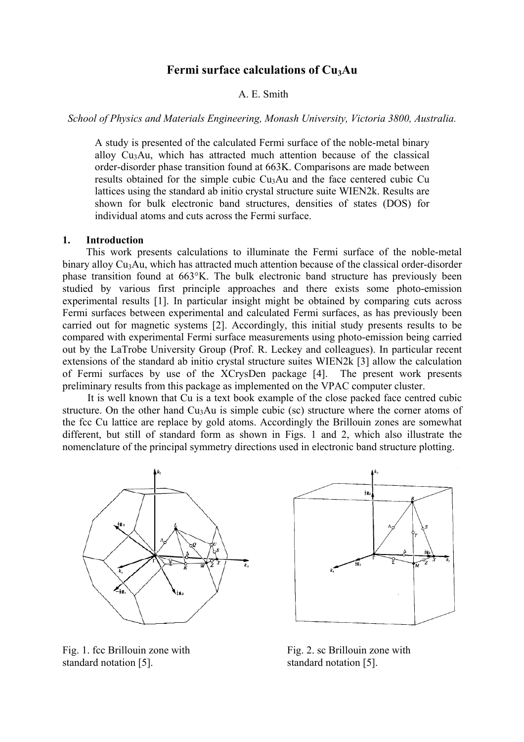# Fermi surface calculations of $Cu_3Au$

A. E. Smith

*School of Physics and Materials Engineering, Monash University, Victoria 3800, Australia.*

A study is presented of the calculated Fermi surface of the noble-metal binary alloy $Cu_3Au$, which has attracted much attention because of the classical order-disorder phase transition found at 663K. Comparisons are made between results obtained for the simple cubic $Cu_3Au$ and the face centered cubic Cu lattices using the standard ab initio crystal structure suite WIEN2k. Results are shown for bulk electronic band structures, densities of states (DOS) for individual atoms and cuts across the Fermi surface.

## 1. Introduction

This work presents calculations to illuminate the Fermi surface of the noble-metal binary alloy $Cu_3Au$, which has attracted much attention because of the classical order-disorder phase transition found at 663°K. The bulk electronic band structure has previously been studied by various first principle approaches and there exists some photo-emission experimental results [1]. In particular insight might be obtained by comparing cuts across Fermi surfaces between experimental and calculated Fermi surfaces, as has previously been carried out for magnetic systems [2]. Accordingly, this initial study presents results to be compared with experimental Fermi surface measurements using photo-emission being carried out by the LaTrobe University Group (Prof. R. Leckey and colleagues). In particular recent extensions of the standard ab initio crystal structure suites WIEN2k [3] allow the calculation of Fermi surfaces by use of the XCrysDen package [4]. The present work presents preliminary results from this package as implemented on the VPAC computer cluster.

It is well known that Cu is a text book example of the close packed face centred cubic structure. On the other hand $Cu_3Au$ is simple cubic (sc) structure where the corner atoms of the fcc Cu lattice are replace by gold atoms. Accordingly the Brillouin zones are somewhat different, but still of standard form as shown in Figs. 1 and 2, which also illustrate the nomenclature of the principal symmetry directions used in electronic band structure plotting.

Fig. 1. fcc Brillouin zone with standard notation [5].

Fig. 2. sc Brillouin zone with standard notation [5].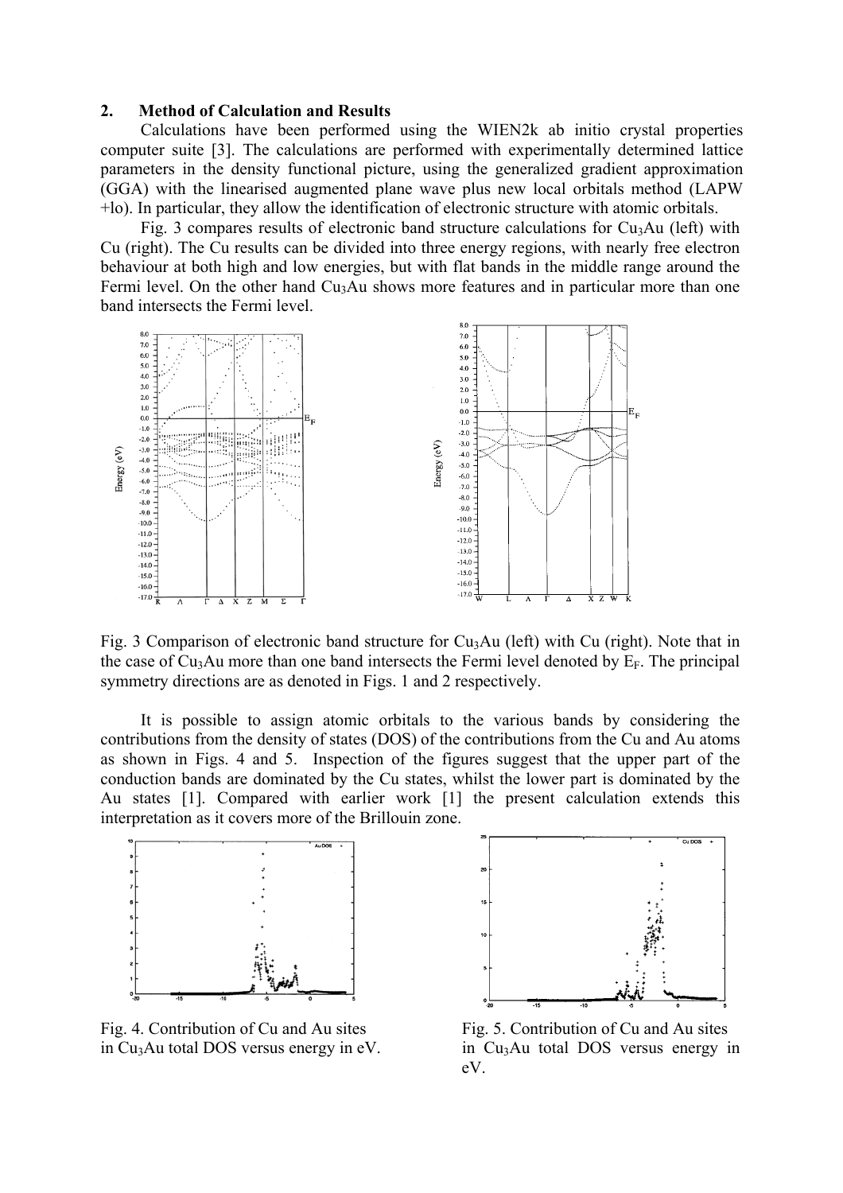## 2. Method of Calculation and Results

Calculations have been performed using the WIEN2k ab initio crystal properties computer suite [3]. The calculations are performed with experimentally determined lattice parameters in the density functional picture, using the generalized gradient approximation (GGA) with the linearised augmented plane wave plus new local orbitals method (LAPW +lo). In particular, they allow the identification of electronic structure with atomic orbitals.

Fig. 3 compares results of electronic band structure calculations for $Cu_3Au$ (left) with Cu (right). The Cu results can be divided into three energy regions, with nearly free electron behaviour at both high and low energies, but with flat bands in the middle range around the Fermi level. On the other hand $Cu_3Au$ shows more features and in particular more than one band intersects the Fermi level.

Fig. 3 Comparison of electronic band structure for $Cu_3Au$ (left) with Cu (right). Note that in the case of $Cu_3Au$ more than one band intersects the Fermi level denoted by $E_F$. The principal symmetry directions are as denoted in Figs. 1 and 2 respectively.

It is possible to assign atomic orbitals to the various bands by considering the contributions from the density of states (DOS) of the contributions from the Cu and Au atoms as shown in Figs. 4 and 5. Inspection of the figures suggest that the upper part of the conduction bands are dominated by the Cu states, whilst the lower part is dominated by the Au states [1]. Compared with earlier work [1] the present calculation extends this interpretation as it covers more of the Brillouin zone.

Fig. 4. Contribution of Cu and Au sites in $Cu_3Au$ total DOS versus energy in eV.

Fig. 5. Contribution of Cu and Au sites in $Cu_3Au$ total DOS versus energy in eV.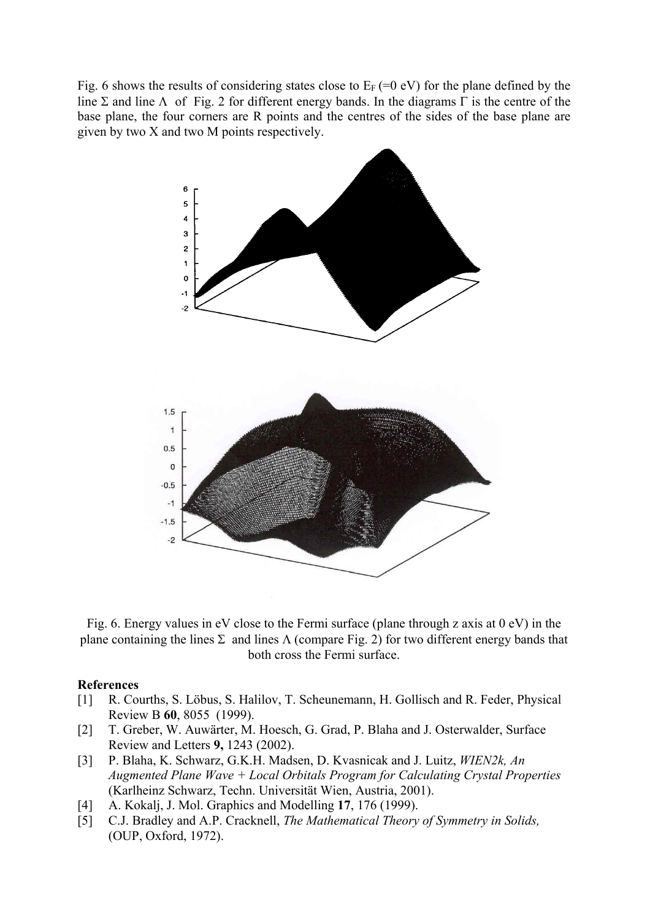Fig. 6 shows the results of considering states close to $E_F$ (=0 eV) for the plane defined by the line Σ and line Λ of Fig. 2 for different energy bands. In the diagrams Γ is the centre of the base plane, the four corners are R points and the centres of the sides of the base plane are given by two X and two M points respectively.

6
5
4
3
2
1
0
-1
-2

1.5
1
0.5
0
-0.5
-1
-1.5
-2

Fig. 6. Energy values in eV close to the Fermi surface (plane through z axis at 0 eV) in the plane containing the lines Σ and lines Λ (compare Fig. 2) for two different energy bands that both cross the Fermi surface.

**References**

[1] R. Courths, S. Löbus, S. Halilov, T. Scheunemann, H. Gollisch and R. Feder, Physical Review B **60**, 8055 (1999).

[2] T. Greber, W. Auwärter, M. Hoesch, G. Grad, P. Blaha and J. Osterwalder, Surface Review and Letters **9,** 1243 (2002).

[3] P. Blaha, K. Schwarz, G.K.H. Madsen, D. Kvasnicak and J. Luitz, *WIEN2k, An Augmented Plane Wave + Local Orbitals Program for Calculating Crystal Properties* (Karlheinz Schwarz, Techn. Universität Wien, Austria, 2001).

[4] A. Kokalj, J. Mol. Graphics and Modelling **17**, 176 (1999).

[5] C.J. Bradley and A.P. Cracknell, *The Mathematical Theory of Symmetry in Solids,* (OUP, Oxford, 1972).